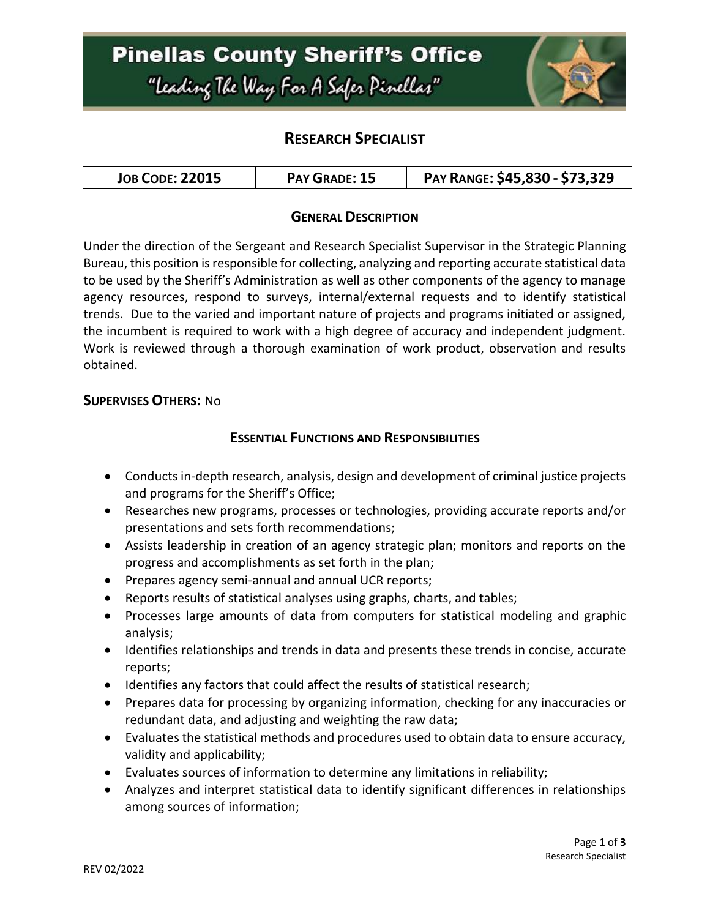# Pinellas County Sheriff's Office

"Leading The Way For A Safer Pinellas"

## RESEARCH SPECIALIST

| JOB CODE: 22015 | PAY GRADE: 15 | PAY RANGE: $45,830 - $73,329 |
|---|---|---|

### GENERAL DESCRIPTION

Under the direction of the Sergeant and Research Specialist Supervisor in the Strategic Planning Bureau, this position is responsible for collecting, analyzing and reporting accurate statistical data to be used by the Sheriff's Administration as well as other components of the agency to manage agency resources, respond to surveys, internal/external requests and to identify statistical trends. Due to the varied and important nature of projects and programs initiated or assigned, the incumbent is required to work with a high degree of accuracy and independent judgment. Work is reviewed through a thorough examination of work product, observation and results obtained.

**SUPERVISES OTHERS:** No

### ESSENTIAL FUNCTIONS AND RESPONSIBILITIES

- Conducts in-depth research, analysis, design and development of criminal justice projects and programs for the Sheriff's Office;
- Researches new programs, processes or technologies, providing accurate reports and/or presentations and sets forth recommendations;
- Assists leadership in creation of an agency strategic plan; monitors and reports on the progress and accomplishments as set forth in the plan;
- Prepares agency semi-annual and annual UCR reports;
- Reports results of statistical analyses using graphs, charts, and tables;
- Processes large amounts of data from computers for statistical modeling and graphic analysis;
- Identifies relationships and trends in data and presents these trends in concise, accurate reports;
- Identifies any factors that could affect the results of statistical research;
- Prepares data for processing by organizing information, checking for any inaccuracies or redundant data, and adjusting and weighting the raw data;
- Evaluates the statistical methods and procedures used to obtain data to ensure accuracy, validity and applicability;
- Evaluates sources of information to determine any limitations in reliability;
- Analyzes and interpret statistical data to identify significant differences in relationships among sources of information;

REV 02/2022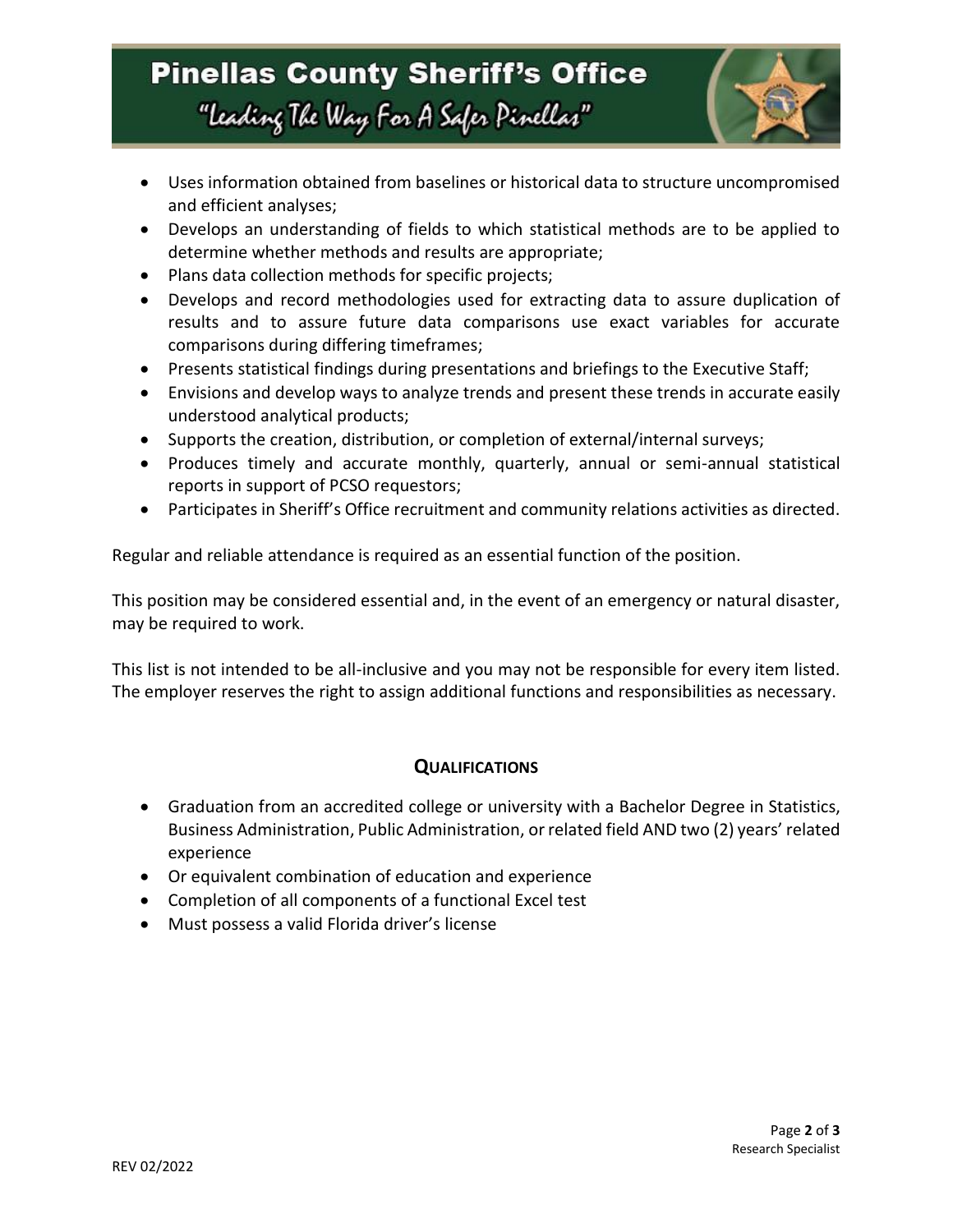- Uses information obtained from baselines or historical data to structure uncompromised and efficient analyses;
- Develops an understanding of fields to which statistical methods are to be applied to determine whether methods and results are appropriate;
- Plans data collection methods for specific projects;
- Develops and record methodologies used for extracting data to assure duplication of results and to assure future data comparisons use exact variables for accurate comparisons during differing timeframes;
- Presents statistical findings during presentations and briefings to the Executive Staff;
- Envisions and develop ways to analyze trends and present these trends in accurate easily understood analytical products;
- Supports the creation, distribution, or completion of external/internal surveys;
- Produces timely and accurate monthly, quarterly, annual or semi-annual statistical reports in support of PCSO requestors;
- Participates in Sheriff's Office recruitment and community relations activities as directed.

Regular and reliable attendance is required as an essential function of the position.

This position may be considered essential and, in the event of an emergency or natural disaster, may be required to work.

This list is not intended to be all-inclusive and you may not be responsible for every item listed. The employer reserves the right to assign additional functions and responsibilities as necessary.

## Qualifications

- Graduation from an accredited college or university with a Bachelor Degree in Statistics, Business Administration, Public Administration, or related field AND two (2) years' related experience
- Or equivalent combination of education and experience
- Completion of all components of a functional Excel test
- Must possess a valid Florida driver's license

REV 02/2022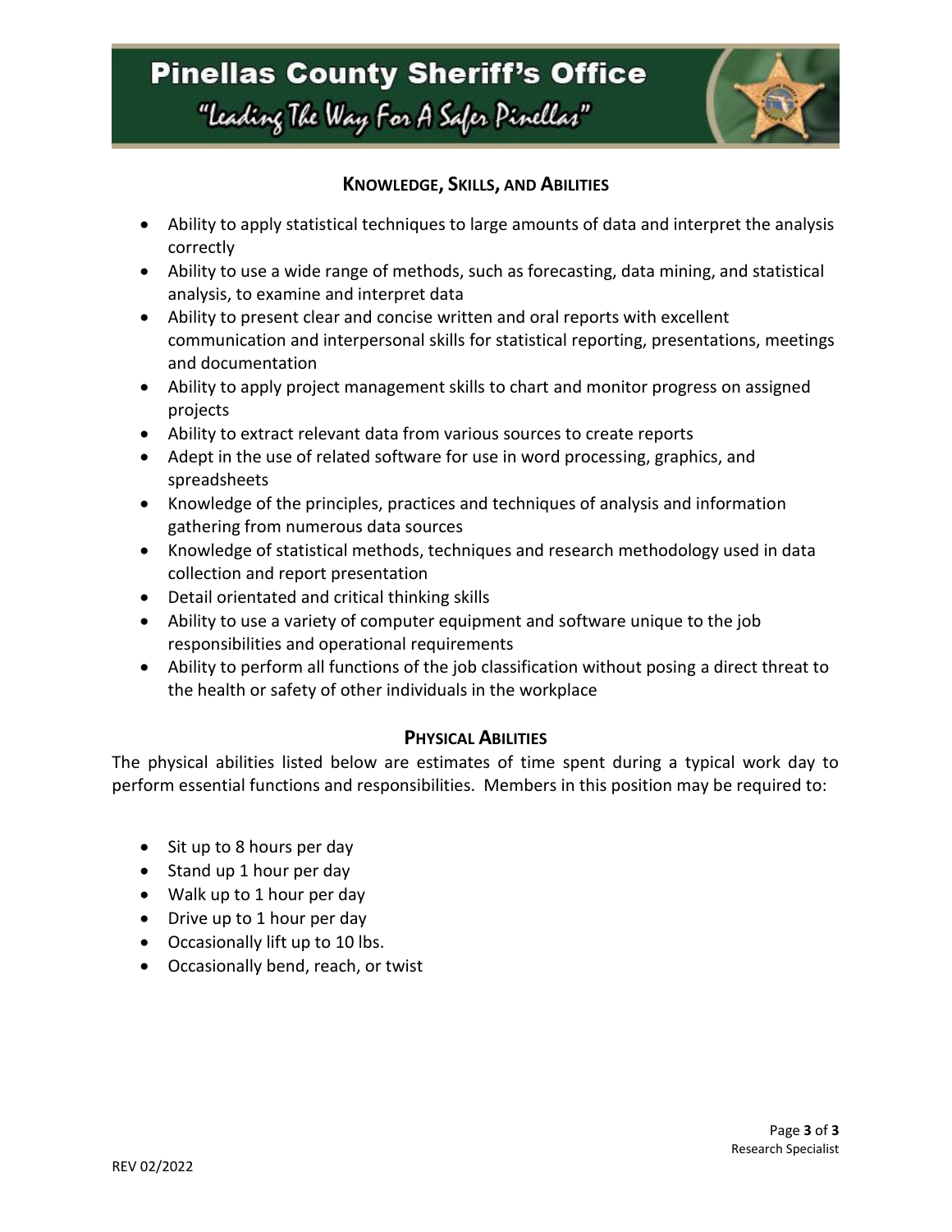## KNOWLEDGE, SKILLS, AND ABILITIES

- Ability to apply statistical techniques to large amounts of data and interpret the analysis correctly
- Ability to use a wide range of methods, such as forecasting, data mining, and statistical analysis, to examine and interpret data
- Ability to present clear and concise written and oral reports with excellent communication and interpersonal skills for statistical reporting, presentations, meetings and documentation
- Ability to apply project management skills to chart and monitor progress on assigned projects
- Ability to extract relevant data from various sources to create reports
- Adept in the use of related software for use in word processing, graphics, and spreadsheets
- Knowledge of the principles, practices and techniques of analysis and information gathering from numerous data sources
- Knowledge of statistical methods, techniques and research methodology used in data collection and report presentation
- Detail orientated and critical thinking skills
- Ability to use a variety of computer equipment and software unique to the job responsibilities and operational requirements
- Ability to perform all functions of the job classification without posing a direct threat to the health or safety of other individuals in the workplace

## PHYSICAL ABILITIES

The physical abilities listed below are estimates of time spent during a typical work day to perform essential functions and responsibilities. Members in this position may be required to:

- Sit up to 8 hours per day
- Stand up 1 hour per day
- Walk up to 1 hour per day
- Drive up to 1 hour per day
- Occasionally lift up to 10 lbs.
- Occasionally bend, reach, or twist

REV 02/2022